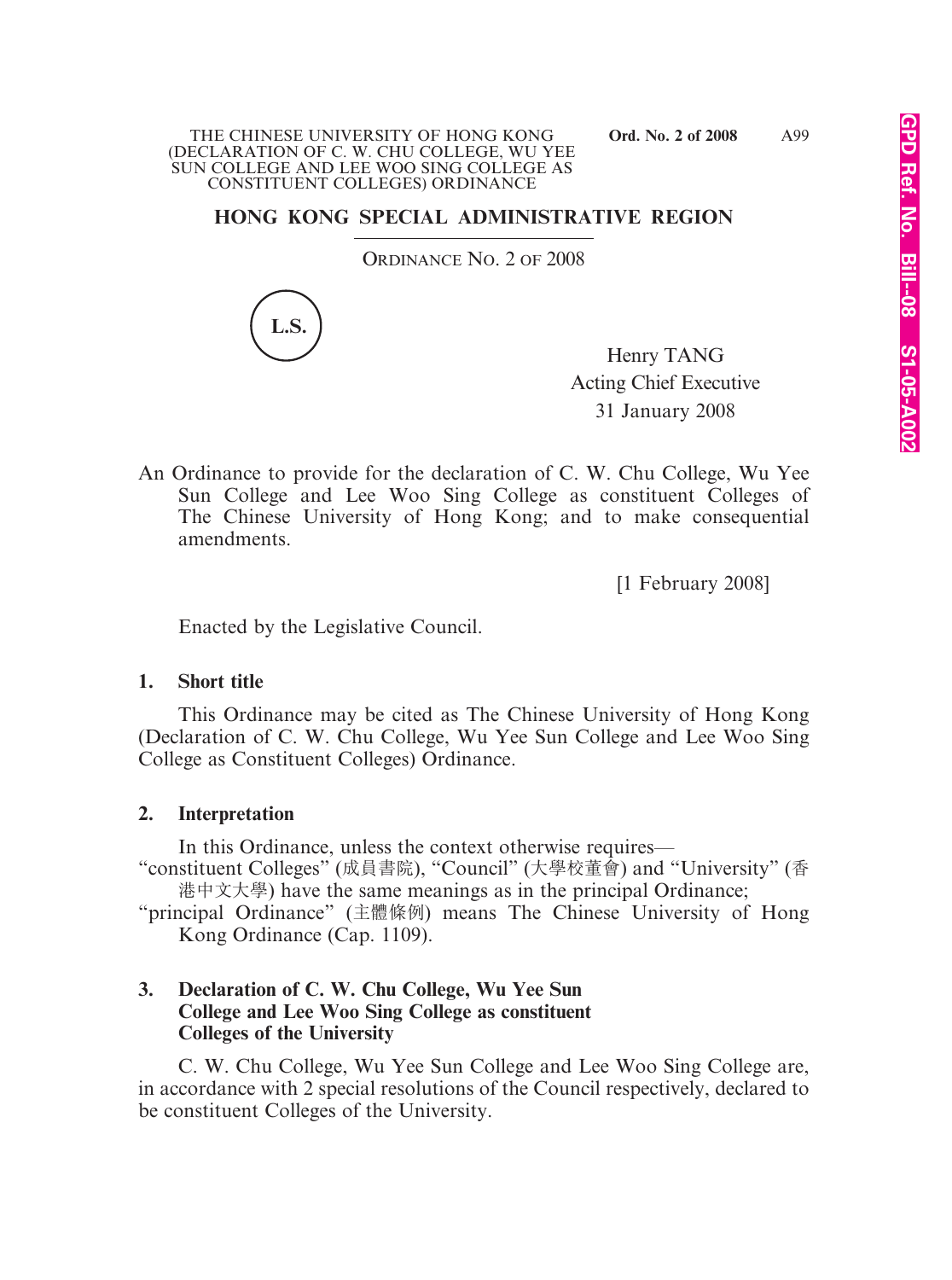## HONG KONG SPECIAL ADMINISTRATIVE REGION

ORDINANCE NO. 2 OF 2008

L.S.

Henry TANG
Acting Chief Executive
31 January 2008

An Ordinance to provide for the declaration of C. W. Chu College, Wu Yee Sun College and Lee Woo Sing College as constituent Colleges of The Chinese University of Hong Kong; and to make consequential amendments.

[1 February 2008]

Enacted by the Legislative Council.

### 1. Short title

This Ordinance may be cited as The Chinese University of Hong Kong (Declaration of C. W. Chu College, Wu Yee Sun College and Lee Woo Sing College as Constituent Colleges) Ordinance.

### 2. Interpretation

In this Ordinance, unless the context otherwise requires—

"constituent Colleges" (成員書院), "Council" (大學校董會) and "University" (香港中文大學) have the same meanings as in the principal Ordinance;

"principal Ordinance" (主體條例) means The Chinese University of Hong Kong Ordinance (Cap. 1109).

### 3. Declaration of C. W. Chu College, Wu Yee Sun College and Lee Woo Sing College as constituent Colleges of the University

C. W. Chu College, Wu Yee Sun College and Lee Woo Sing College are, in accordance with 2 special resolutions of the Council respectively, declared to be constituent Colleges of the University.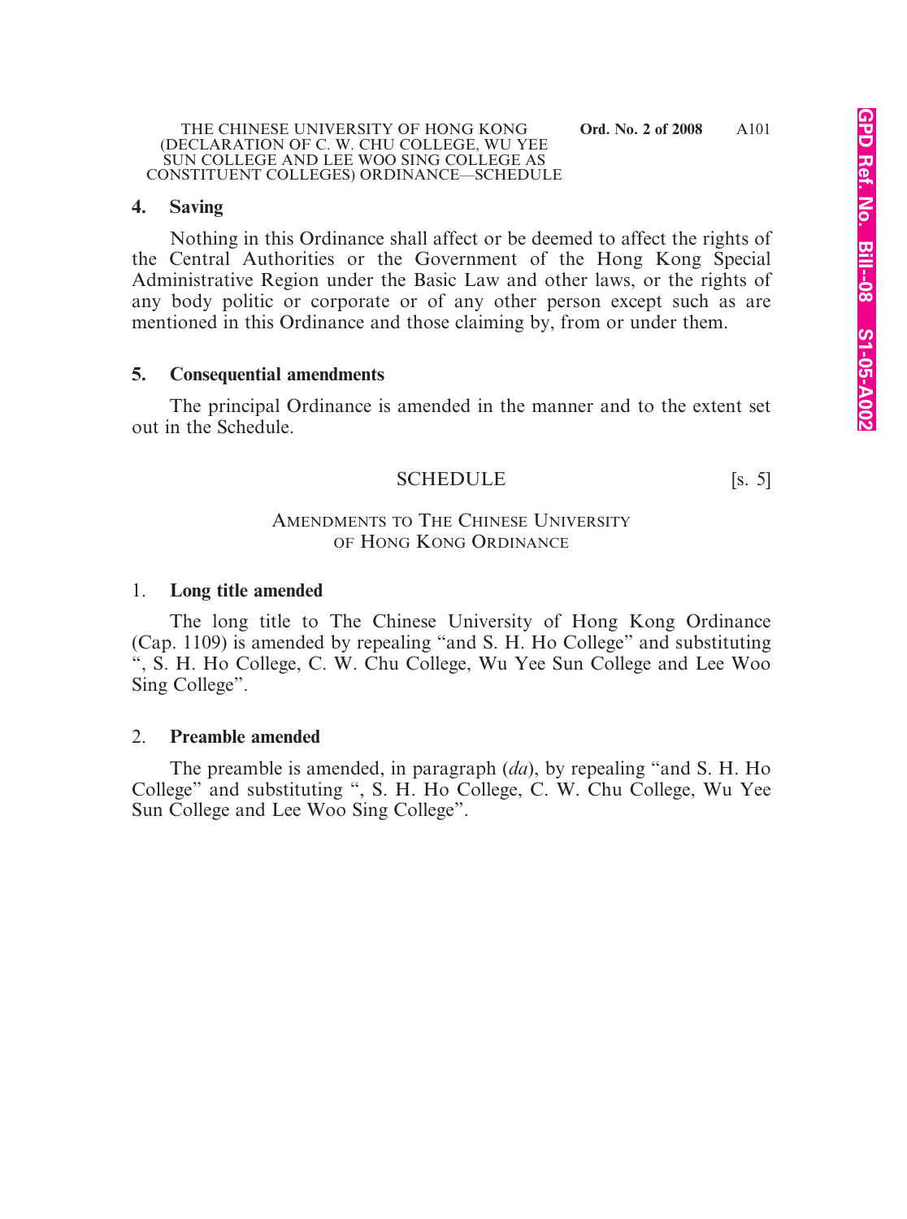## 4. Saving

Nothing in this Ordinance shall affect or be deemed to affect the rights of the Central Authorities or the Government of the Hong Kong Special Administrative Region under the Basic Law and other laws, or the rights of any body politic or corporate or of any other person except such as are mentioned in this Ordinance and those claiming by, from or under them.

## 5. Consequential amendments

The principal Ordinance is amended in the manner and to the extent set out in the Schedule.

# SCHEDULE [s. 5]

## AMENDMENTS TO THE CHINESE UNIVERSITY OF HONG KONG ORDINANCE

### 1. Long title amended

The long title to The Chinese University of Hong Kong Ordinance (Cap. 1109) is amended by repealing "and S. H. Ho College" and substituting ", S. H. Ho College, C. W. Chu College, Wu Yee Sun College and Lee Woo Sing College".

### 2. Preamble amended

The preamble is amended, in paragraph (*da*), by repealing "and S. H. Ho College" and substituting ", S. H. Ho College, C. W. Chu College, Wu Yee Sun College and Lee Woo Sing College".